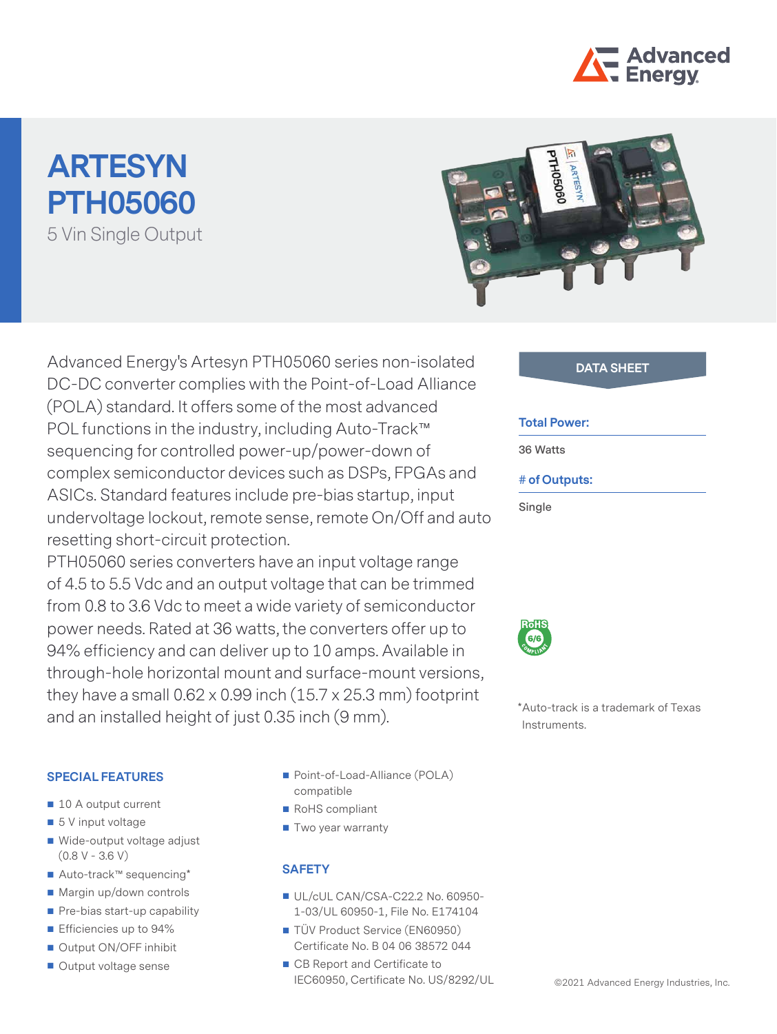# ARTESYN PTH05060

5 Vin Single Output

Advanced Energy's Artesyn PTH05060 series non-isolated DC-DC converter complies with the Point-of-Load Alliance (POLA) standard. It offers some of the most advanced POL functions in the industry, including Auto-Track™ sequencing for controlled power-up/power-down of complex semiconductor devices such as DSPs, FPGAs and ASICs. Standard features include pre-bias startup, input undervoltage lockout, remote sense, remote On/Off and auto resetting short-circuit protection.

PTH05060 series converters have an input voltage range of 4.5 to 5.5 Vdc and an output voltage that can be trimmed from 0.8 to 3.6 Vdc to meet a wide variety of semiconductor power needs. Rated at 36 watts, the converters offer up to 94% efficiency and can deliver up to 10 amps. Available in through-hole horizontal mount and surface-mount versions, they have a small 0.62 x 0.99 inch (15.7 x 25.3 mm) footprint and an installed height of just 0.35 inch (9 mm).

**DATA SHEET**

**Total Power:**

36 Watts

**# of Outputs:**

Single

*Auto-track is a trademark of Texas Instruments.

## SPECIAL FEATURES

- 10 A output current
- 5 V input voltage
- Wide-output voltage adjust (0.8 V - 3.6 V)
- Auto-track™ sequencing*
- Margin up/down controls
- Pre-bias start-up capability
- Efficiencies up to 94%
- Output ON/OFF inhibit
- Output voltage sense
- Point-of-Load-Alliance (POLA) compatible
- RoHS compliant
- Two year warranty

## SAFETY

- UL/cUL CAN/CSA-C22.2 No. 60950-1-03/UL 60950-1, File No. E174104
- TÜV Product Service (EN60950) Certificate No. B 04 06 38572 044
- CB Report and Certificate to IEC60950, Certificate No. US/8292/UL

©2021 Advanced Energy Industries, Inc.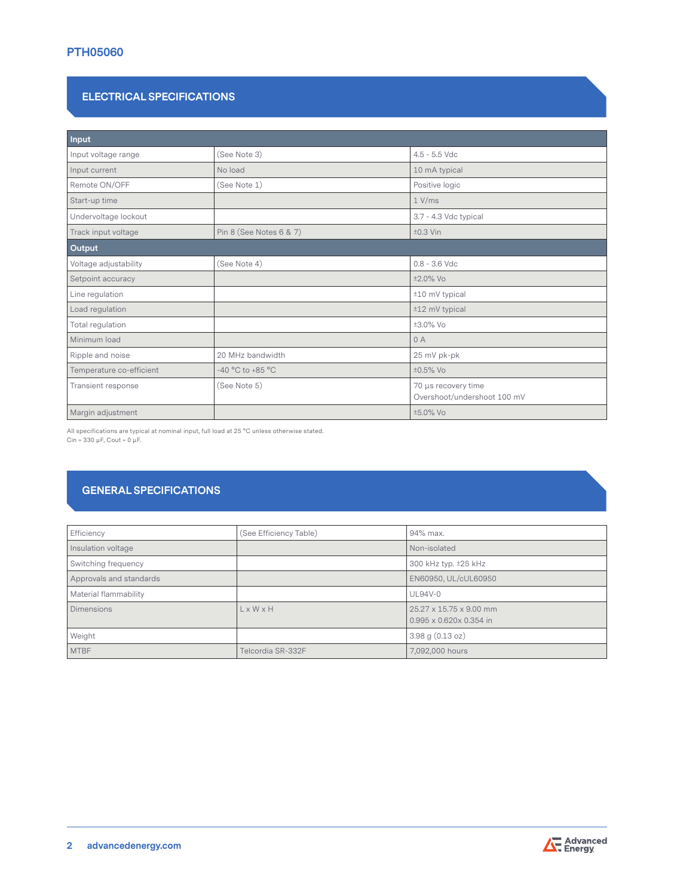## ELECTRICAL SPECIFICATIONS

| **Input** | | |
|---|---|---|
| Input voltage range | (See Note 3) | 4.5 - 5.5 Vdc |
| Input current | No load | 10 mA typical |
| Remote ON/OFF | (See Note 1) | Positive logic |
| Start-up time | | 1 V/ms |
| Undervoltage lockout | | 3.7 - 4.3 Vdc typical |
| Track input voltage | Pin 8 (See Notes 6 & 7) | ±0.3 Vin |
| **Output** | | |
| Voltage adjustability | (See Note 4) | 0.8 - 3.6 Vdc |
| Setpoint accuracy | | ±2.0% Vo |
| Line regulation | | ±10 mV typical |
| Load regulation | | ±12 mV typical |
| Total regulation | | ±3.0% Vo |
| Minimum load | | 0 A |
| Ripple and noise | 20 MHz bandwidth | 25 mV pk-pk |
| Temperature co-efficient | -40 °C to +85 °C | ±0.5% Vo |
| Transient response | (See Note 5) | 70 µs recovery time<br>Overshoot/undershoot 100 mV |
| Margin adjustment | | ±5.0% Vo |

All specifications are typical at nominal input, full load at 25 °C unless otherwise stated.
Cin = 330 µF, Cout = 0 µF.

## GENERAL SPECIFICATIONS

| | | |
|---|---|---|
| Efficiency | (See Efficiency Table) | 94% max. |
| Insulation voltage | | Non-isolated |
| Switching frequency | | 300 kHz typ. ±25 kHz |
| Approvals and standards | | EN60950, UL/cUL60950 |
| Material flammability | | UL94V-0 |
| Dimensions | L x W x H | 25.27 x 15.75 x 9.00 mm<br>0.995 x 0.620x 0.354 in |
| Weight | | 3.98 g (0.13 oz) |
| MTBF | Telcordia SR-332F | 7,092,000 hours |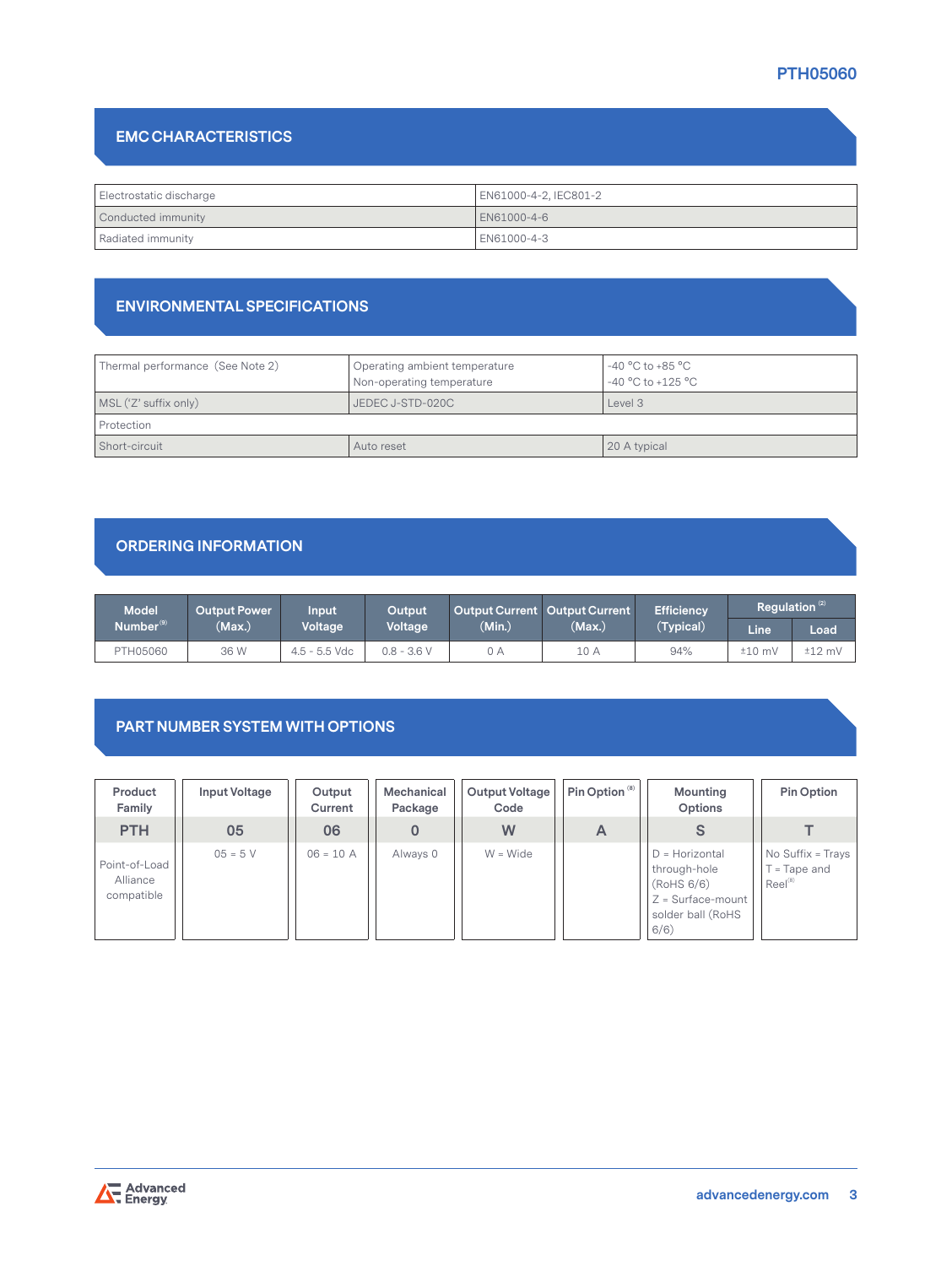## EMC CHARACTERISTICS

| | |
|---|---|
| Electrostatic discharge | EN61000-4-2, IEC801-2 |
| Conducted immunity | EN61000-4-6 |
| Radiated immunity | EN61000-4-3 |

## ENVIRONMENTAL SPECIFICATIONS

| | | |
|---|---|---|
| Thermal performance (See Note 2) | Operating ambient temperature<br>Non-operating temperature | -40 °C to +85 °C<br>-40 °C to +125 °C |
| MSL ('Z' suffix only) | JEDEC J-STD-020C | Level 3 |
| Protection | | |
| Short-circuit | Auto reset | 20 A typical |

## ORDERING INFORMATION

| Model Number[8] | Output Power (Max.) | Input Voltage | Output Voltage | Output Current (Min.) | Output Current (Max.) | Efficiency (Typical) | Regulation [2] | |
|---|---|---|---|---|---|---|---|---|
| | | | | | | | Line | Load |
| PTH05060 | 36 W | 4.5 - 5.5 Vdc | 0.8 - 3.6 V | 0 A | 10 A | 94% | ±10 mV | ±12 mV |

## PART NUMBER SYSTEM WITH OPTIONS

| Product Family | Input Voltage | Output Current | Mechanical Package | Output Voltage Code | Pin Option [8] | Mounting Options | Pin Option |
|---|---|---|---|---|---|---|---|
| PTH | 05 | 06 | 0 | W | A | S | T |
| Point-of-Load Alliance compatible | 05 = 5 V | 06 = 10 A | Always 0 | W = Wide | | D = Horizontal through-hole (RoHS 6/6)<br>Z = Surface-mount solder ball (RoHS 6/6) | No Suffix = Trays<br>T = Tape and Reel[8] |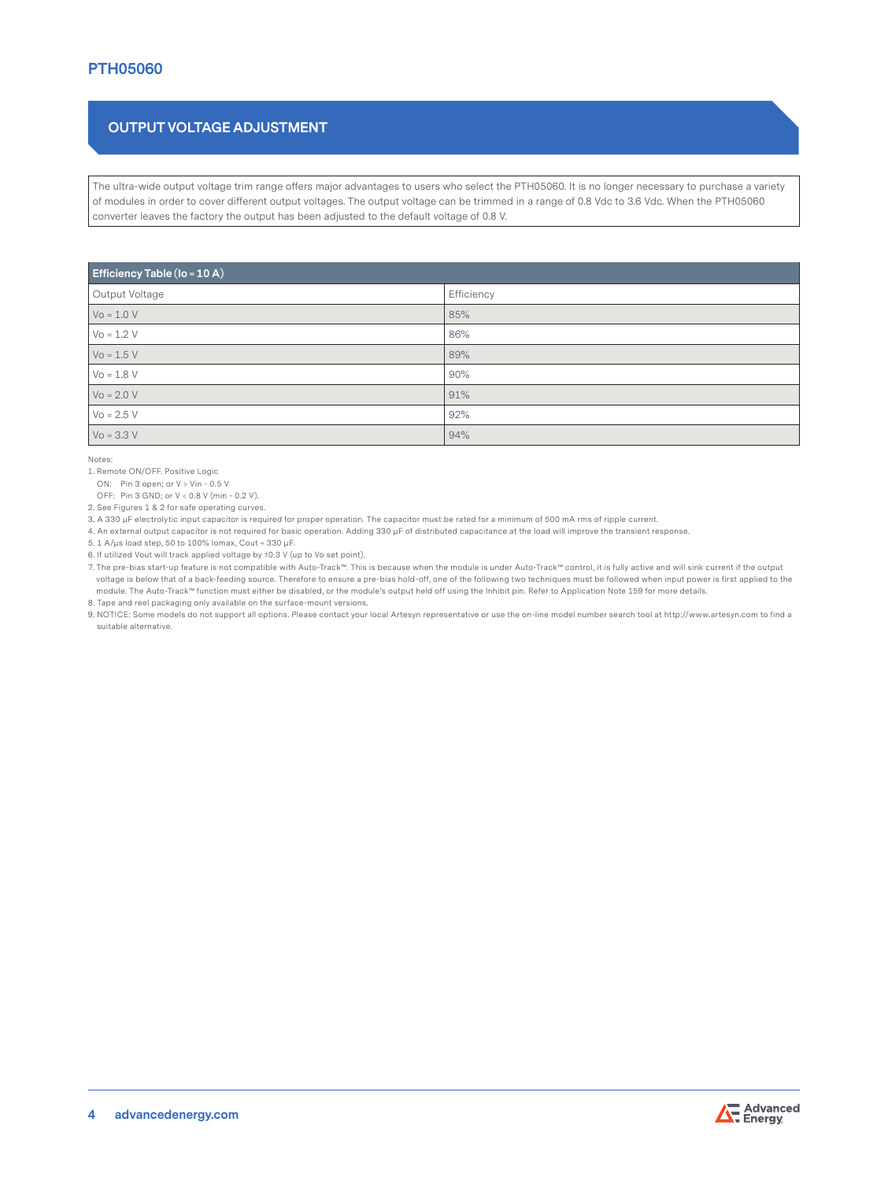## OUTPUT VOLTAGE ADJUSTMENT

The ultra-wide output voltage trim range offers major advantages to users who select the PTH05060. It is no longer necessary to purchase a variety of modules in order to cover different output voltages. The output voltage can be trimmed in a range of 0.8 Vdc to 3.6 Vdc. When the PTH05060 converter leaves the factory the output has been adjusted to the default voltage of 0.8 V.

| **Efficiency Table (Io = 10 A)** | |
|---|---|
| Output Voltage | Efficiency |
| Vo = 1.0 V | 85% |
| Vo = 1.2 V | 86% |
| Vo = 1.5 V | 89% |
| Vo = 1.8 V | 90% |
| Vo = 2.0 V | 91% |
| Vo = 2.5 V | 92% |
| Vo = 3.3 V | 94% |

Notes:

1. Remote ON/OFF. Positive Logic
   ON: Pin 3 open; or V > Vin - 0.5 V
   OFF: Pin 3 GND; or V < 0.8 V (min - 0.2 V).
2. See Figures 1 & 2 for safe operating curves.
3. A 330 µF electrolytic input capacitor is required for proper operation. The capacitor must be rated for a minimum of 500 mA rms of ripple current.
4. An external output capacitor is not required for basic operation. Adding 330 µF of distributed capacitance at the load will improve the transient response.
5. 1 A/µs load step, 50 to 100% Iomax, Cout = 330 µF.
6. If utilized Vout will track applied voltage by ±0.3 V (up to Vo set point).
7. The pre-bias start-up feature is not compatible with Auto-Track™. This is because when the module is under Auto-Track™ control, it is fully active and will sink current if the output voltage is below that of a back-feeding source. Therefore to ensure a pre-bias hold-off, one of the following two techniques must be followed when input power is first applied to the module. The Auto-Track™ function must either be disabled, or the module's output held off using the Inhibit pin. Refer to Application Note 159 for more details.
8. Tape and reel packaging only available on the surface-mount versions.
9. NOTICE: Some models do not support all options. Please contact your local Artesyn representative or use the on-line model number search tool at http://www.artesyn.com to find a suitable alternative.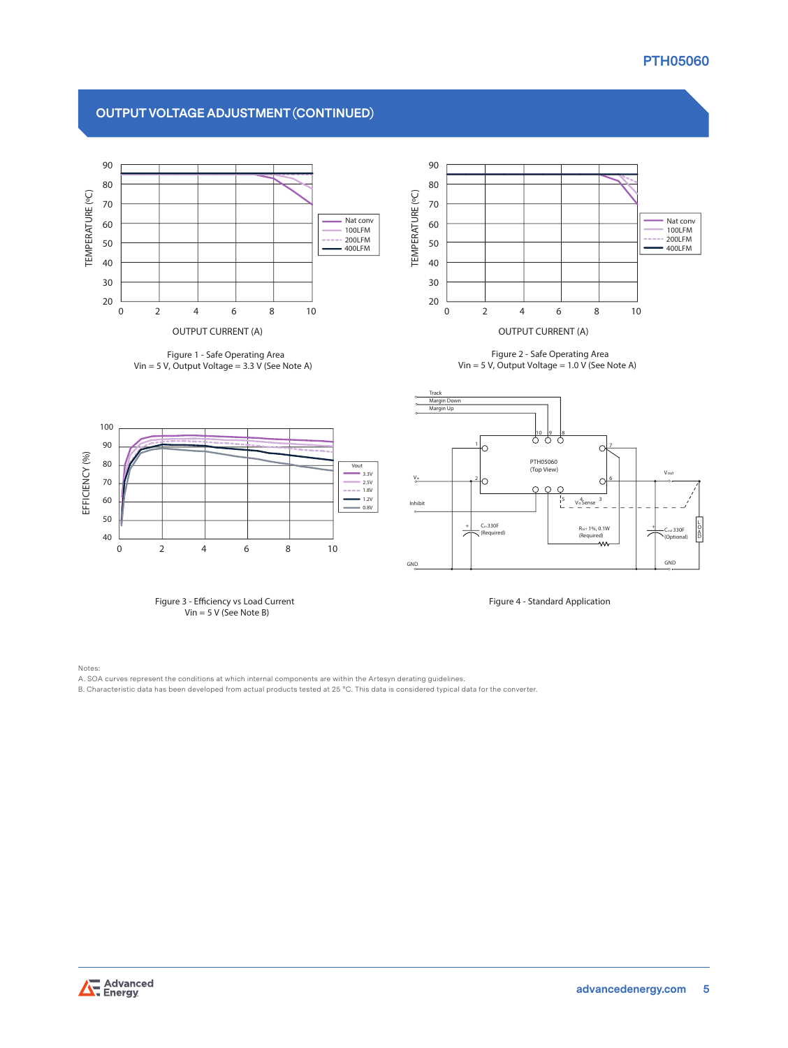## OUTPUT VOLTAGE ADJUSTMENT (CONTINUED)

Figure 1 - Safe Operating Area
Vin = 5 V, Output Voltage = 3.3 V (See Note A)

Figure 2 - Safe Operating Area
Vin = 5 V, Output Voltage = 1.0 V (See Note A)

Figure 3 - Efficiency vs Load Current
Vin = 5 V (See Note B)

Figure 4 - Standard Application

Notes:
A. SOA curves represent the conditions at which internal components are within the Artesyn derating guidelines.
B. Characteristic data has been developed from actual products tested at 25 °C. This data is considered typical data for the converter.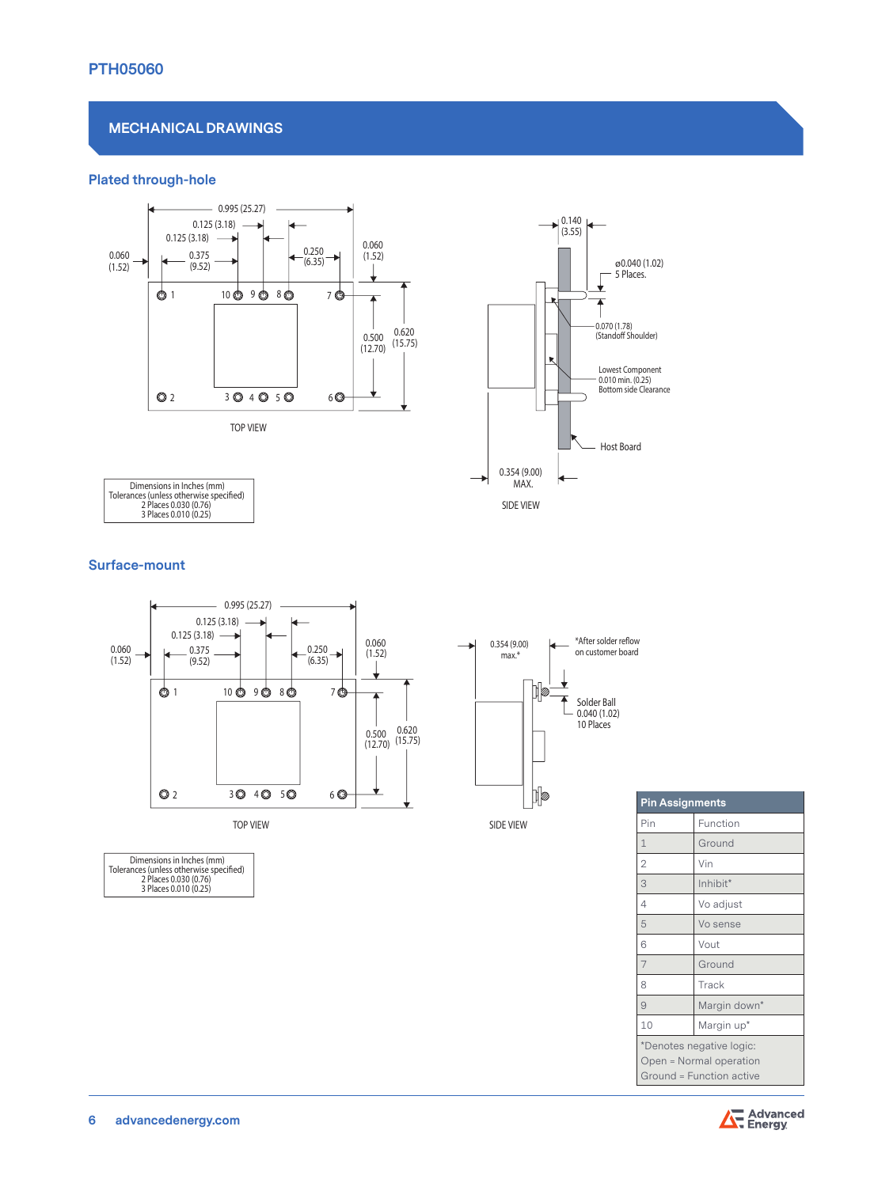## MECHANICAL DRAWINGS

### Plated through-hole

0.995 (25.27)
0.125 (3.18)
0.125 (3.18)
0.060 (1.52)
0.375 (9.52)
0.250 (6.35)
0.060 (1.52)
0.500 (12.70)
0.620 (15.75)

TOP VIEW

0.140 (3.55)
ø0.040 (1.02) 5 Places.
0.070 (1.78) (Standoff Shoulder)
Lowest Component 0.010 min. (0.25) Bottom side Clearance
Host Board
0.354 (9.00) MAX.

SIDE VIEW

Dimensions in Inches (mm)
Tolerances (unless otherwise specified)
2 Places 0.030 (0.76)
3 Places 0.010 (0.25)

### Surface-mount

0.995 (25.27)
0.125 (3.18)
0.125 (3.18)
0.060 (1.52)
0.375 (9.52)
0.250 (6.35)
0.060 (1.52)
0.500 (12.70)
0.620 (15.75)

TOP VIEW

0.354 (9.00) max.*
*After solder reflow on customer board
Solder Ball 0.040 (1.02) 10 Places

SIDE VIEW

Dimensions in Inches (mm)
Tolerances (unless otherwise specified)
2 Places 0.030 (0.76)
3 Places 0.010 (0.25)

| Pin Assignments | |
|---|---|
| Pin | Function |
| 1 | Ground |
| 2 | Vin |
| 3 | Inhibit* |
| 4 | Vo adjust |
| 5 | Vo sense |
| 6 | Vout |
| 7 | Ground |
| 8 | Track |
| 9 | Margin down* |
| 10 | Margin up* |

*Denotes negative logic:
Open = Normal operation
Ground = Function active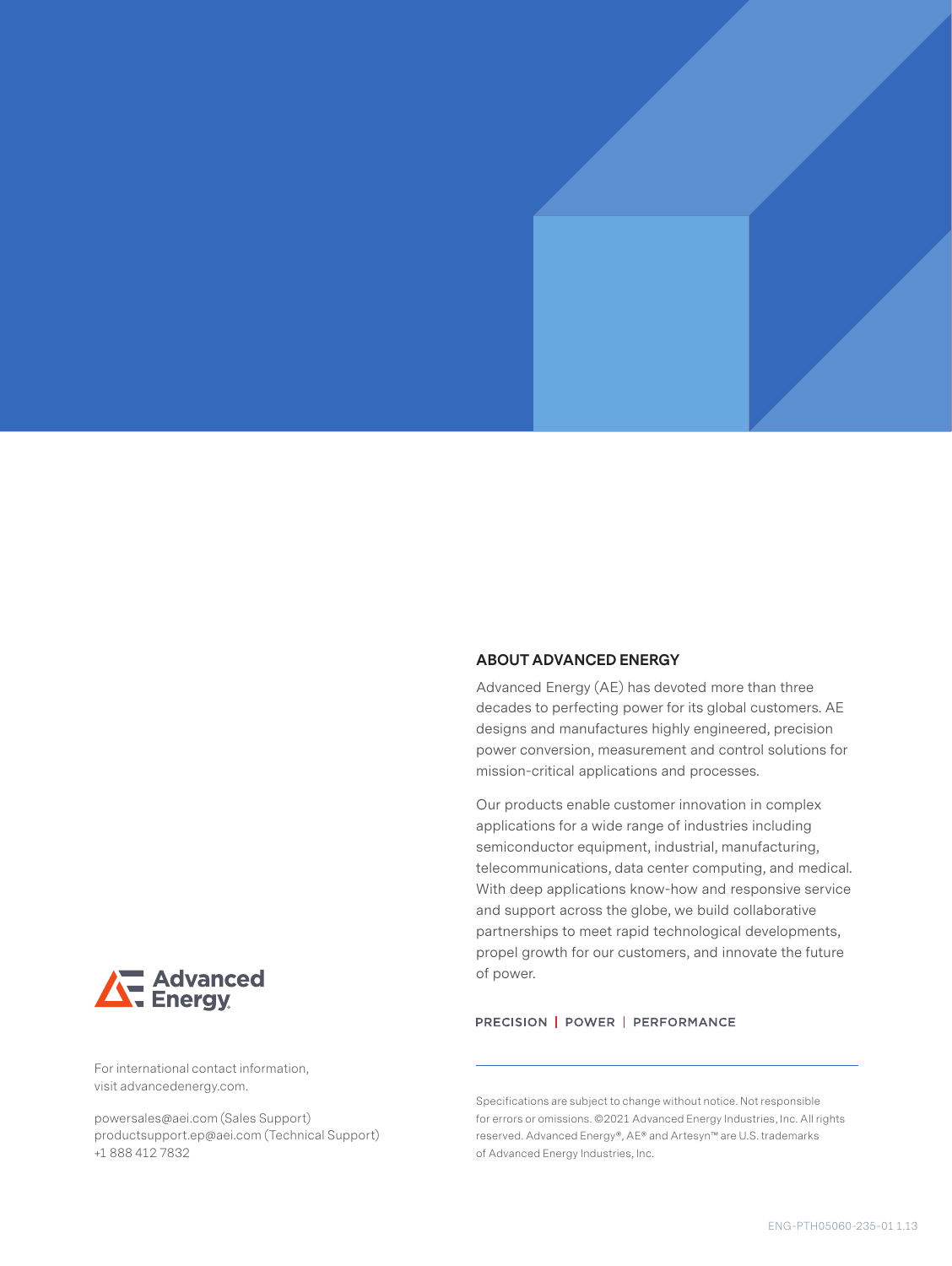## ABOUT ADVANCED ENERGY

Advanced Energy (AE) has devoted more than three decades to perfecting power for its global customers. AE designs and manufactures highly engineered, precision power conversion, measurement and control solutions for mission-critical applications and processes.

Our products enable customer innovation in complex applications for a wide range of industries including semiconductor equipment, industrial, manufacturing, telecommunications, data center computing, and medical. With deep applications know-how and responsive service and support across the globe, we build collaborative partnerships to meet rapid technological developments, propel growth for our customers, and innovate the future of power.

PRECISION | POWER | PERFORMANCE

Advanced Energy

For international contact information, visit advancedenergy.com.

powersales@aei.com (Sales Support)
productsupport.ep@aei.com (Technical Support)
+1 888 412 7832

Specifications are subject to change without notice. Not responsible for errors or omissions. ©2021 Advanced Energy Industries, Inc. All rights reserved. Advanced Energy®, AE® and Artesyn™ are U.S. trademarks of Advanced Energy Industries, Inc.

ENG-PTH05060-235-01 1.13